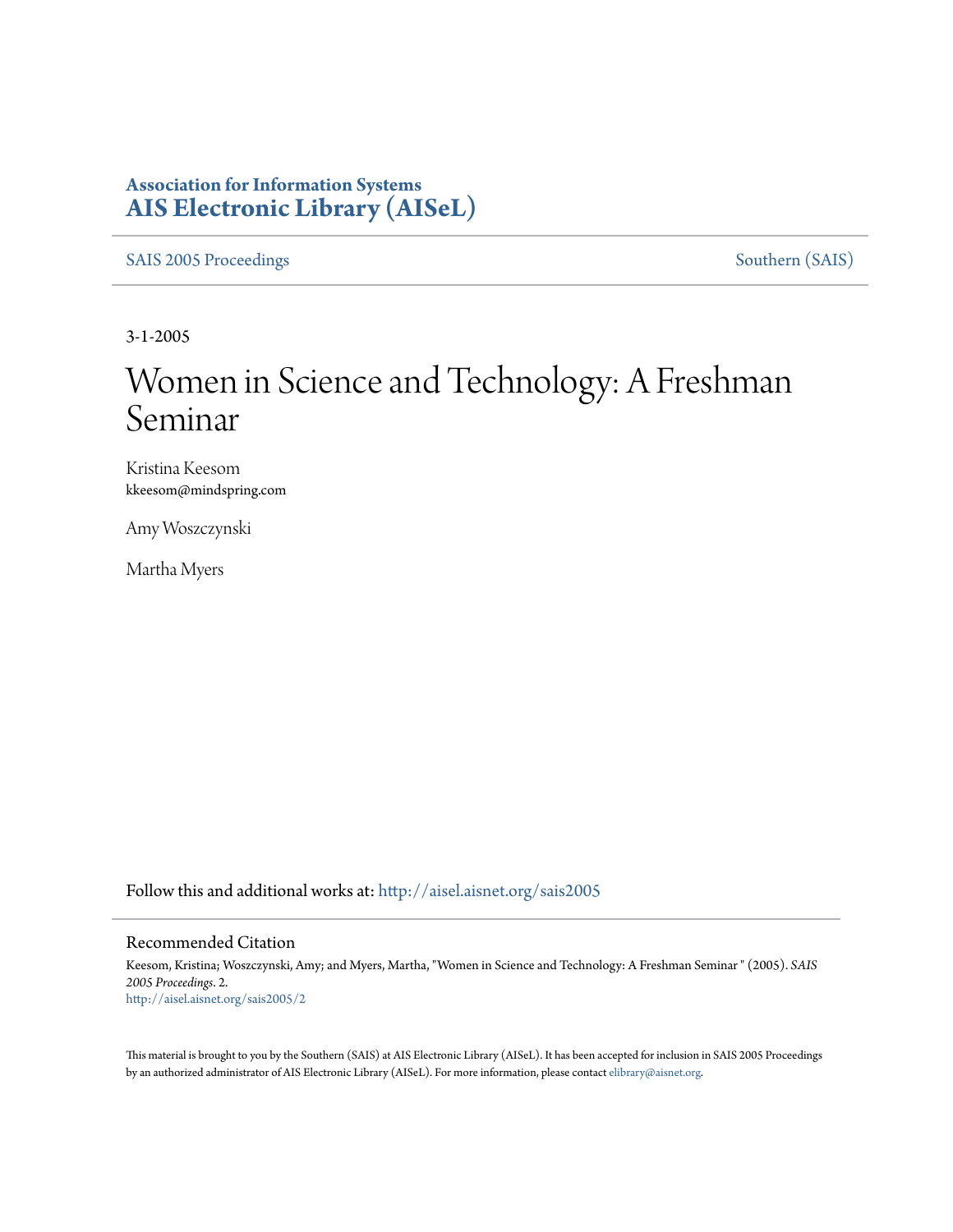**Association for Information Systems**
**AIS Electronic Library (AISeL)**

SAIS 2005 Proceedings | Southern (SAIS)

3-1-2005

# Women in Science and Technology: A Freshman Seminar

Kristina Keesom
kkeesom@mindspring.com

Amy Woszczynski

Martha Myers

Follow this and additional works at: http://aisel.aisnet.org/sais2005

## Recommended Citation

Keesom, Kristina; Woszczynski, Amy; and Myers, Martha, "Women in Science and Technology: A Freshman Seminar " (2005). *SAIS 2005 Proceedings*. 2.
http://aisel.aisnet.org/sais2005/2

This material is brought to you by the Southern (SAIS) at AIS Electronic Library (AISeL). It has been accepted for inclusion in SAIS 2005 Proceedings by an authorized administrator of AIS Electronic Library (AISeL). For more information, please contact elibrary@aisnet.org.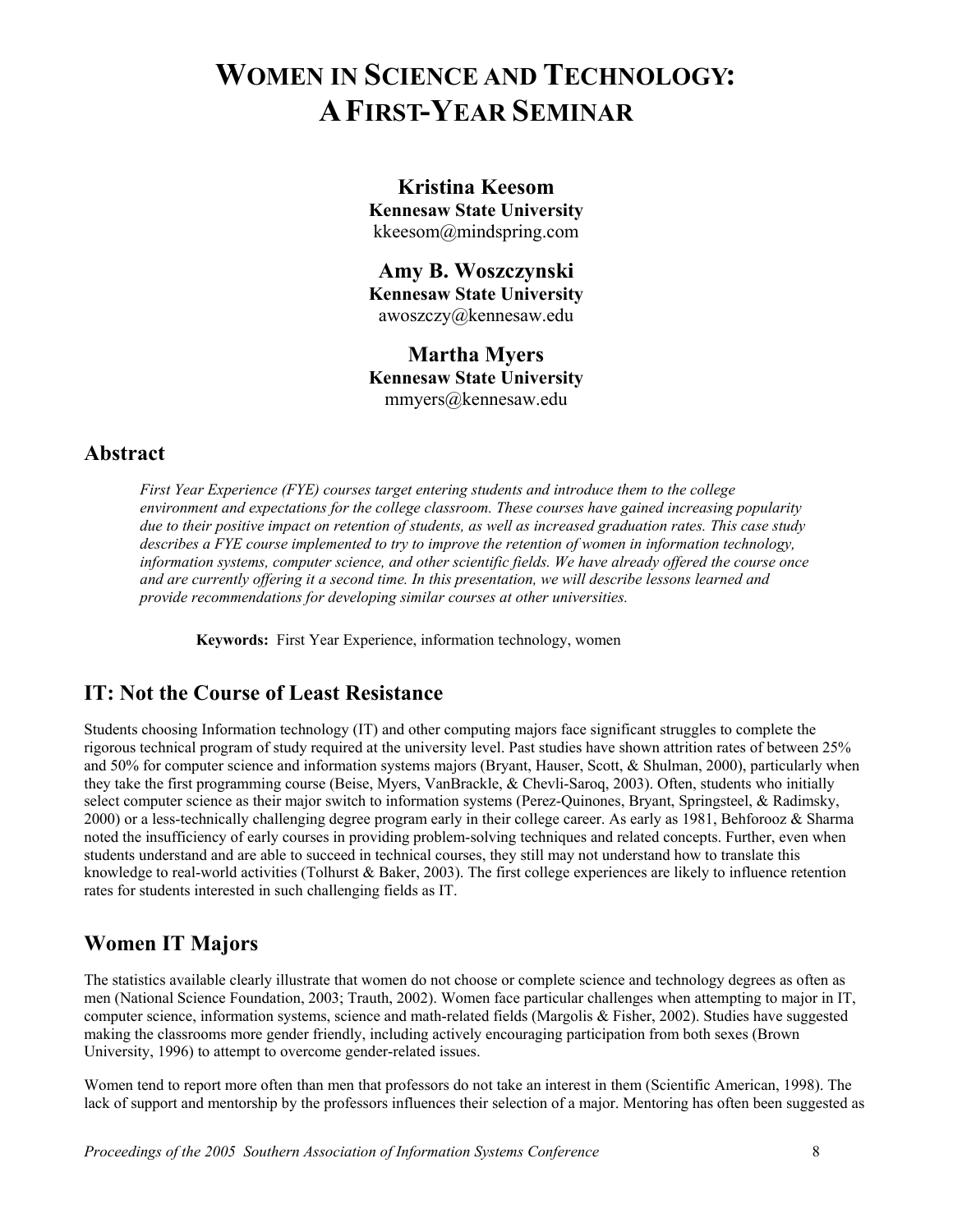# WOMEN IN SCIENCE AND TECHNOLOGY: A FIRST-YEAR SEMINAR

**Kristina Keesom**
**Kennesaw State University**
kkeesom@mindspring.com

**Amy B. Woszczynski**
**Kennesaw State University**
awoszczy@kennesaw.edu

**Martha Myers**
**Kennesaw State University**
mmyers@kennesaw.edu

## Abstract

*First Year Experience (FYE) courses target entering students and introduce them to the college environment and expectations for the college classroom. These courses have gained increasing popularity due to their positive impact on retention of students, as well as increased graduation rates. This case study describes a FYE course implemented to try to improve the retention of women in information technology, information systems, computer science, and other scientific fields. We have already offered the course once and are currently offering it a second time. In this presentation, we will describe lessons learned and provide recommendations for developing similar courses at other universities.*

**Keywords:** First Year Experience, information technology, women

## IT: Not the Course of Least Resistance

Students choosing Information technology (IT) and other computing majors face significant struggles to complete the rigorous technical program of study required at the university level. Past studies have shown attrition rates of between 25% and 50% for computer science and information systems majors (Bryant, Hauser, Scott, & Shulman, 2000), particularly when they take the first programming course (Beise, Myers, VanBrackle, & Chevli-Saroq, 2003). Often, students who initially select computer science as their major switch to information systems (Perez-Quinones, Bryant, Springsteel, & Radimsky, 2000) or a less-technically challenging degree program early in their college career. As early as 1981, Behforooz & Sharma noted the insufficiency of early courses in providing problem-solving techniques and related concepts. Further, even when students understand and are able to succeed in technical courses, they still may not understand how to translate this knowledge to real-world activities (Tolhurst & Baker, 2003). The first college experiences are likely to influence retention rates for students interested in such challenging fields as IT.

## Women IT Majors

The statistics available clearly illustrate that women do not choose or complete science and technology degrees as often as men (National Science Foundation, 2003; Trauth, 2002). Women face particular challenges when attempting to major in IT, computer science, information systems, science and math-related fields (Margolis & Fisher, 2002). Studies have suggested making the classrooms more gender friendly, including actively encouraging participation from both sexes (Brown University, 1996) to attempt to overcome gender-related issues.

Women tend to report more often than men that professors do not take an interest in them (Scientific American, 1998). The lack of support and mentorship by the professors influences their selection of a major. Mentoring has often been suggested as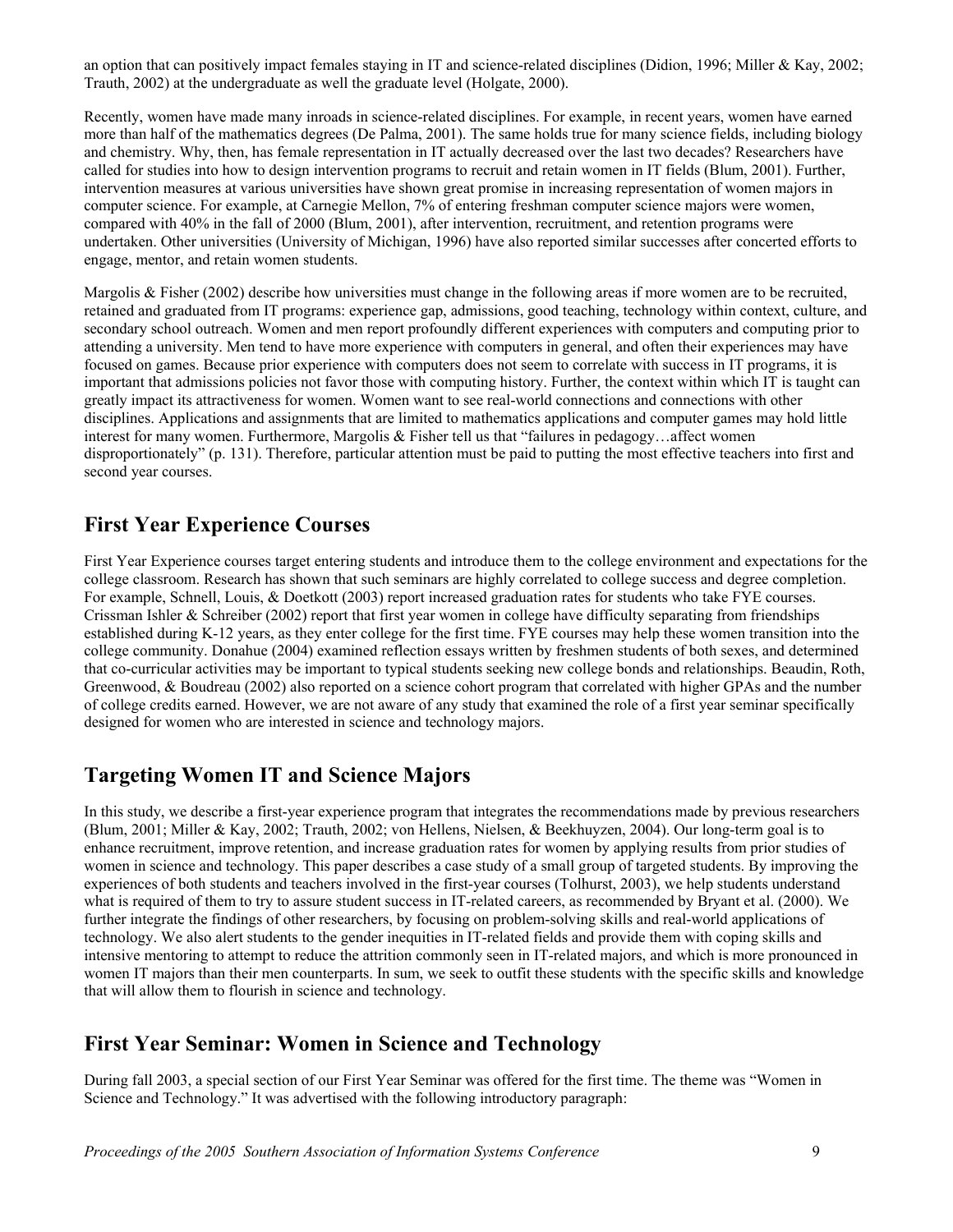an option that can positively impact females staying in IT and science-related disciplines (Didion, 1996; Miller & Kay, 2002; Trauth, 2002) at the undergraduate as well the graduate level (Holgate, 2000).

Recently, women have made many inroads in science-related disciplines. For example, in recent years, women have earned more than half of the mathematics degrees (De Palma, 2001). The same holds true for many science fields, including biology and chemistry. Why, then, has female representation in IT actually decreased over the last two decades? Researchers have called for studies into how to design intervention programs to recruit and retain women in IT fields (Blum, 2001). Further, intervention measures at various universities have shown great promise in increasing representation of women majors in computer science. For example, at Carnegie Mellon, 7% of entering freshman computer science majors were women, compared with 40% in the fall of 2000 (Blum, 2001), after intervention, recruitment, and retention programs were undertaken. Other universities (University of Michigan, 1996) have also reported similar successes after concerted efforts to engage, mentor, and retain women students.

Margolis & Fisher (2002) describe how universities must change in the following areas if more women are to be recruited, retained and graduated from IT programs: experience gap, admissions, good teaching, technology within context, culture, and secondary school outreach. Women and men report profoundly different experiences with computers and computing prior to attending a university. Men tend to have more experience with computers in general, and often their experiences may have focused on games. Because prior experience with computers does not seem to correlate with success in IT programs, it is important that admissions policies not favor those with computing history. Further, the context within which IT is taught can greatly impact its attractiveness for women. Women want to see real-world connections and connections with other disciplines. Applications and assignments that are limited to mathematics applications and computer games may hold little interest for many women. Furthermore, Margolis & Fisher tell us that "failures in pedagogy…affect women disproportionately" (p. 131). Therefore, particular attention must be paid to putting the most effective teachers into first and second year courses.

## First Year Experience Courses

First Year Experience courses target entering students and introduce them to the college environment and expectations for the college classroom. Research has shown that such seminars are highly correlated to college success and degree completion. For example, Schnell, Louis, & Doetkott (2003) report increased graduation rates for students who take FYE courses. Crissman Ishler & Schreiber (2002) report that first year women in college have difficulty separating from friendships established during K-12 years, as they enter college for the first time. FYE courses may help these women transition into the college community. Donahue (2004) examined reflection essays written by freshmen students of both sexes, and determined that co-curricular activities may be important to typical students seeking new college bonds and relationships. Beaudin, Roth, Greenwood, & Boudreau (2002) also reported on a science cohort program that correlated with higher GPAs and the number of college credits earned. However, we are not aware of any study that examined the role of a first year seminar specifically designed for women who are interested in science and technology majors.

## Targeting Women IT and Science Majors

In this study, we describe a first-year experience program that integrates the recommendations made by previous researchers (Blum, 2001; Miller & Kay, 2002; Trauth, 2002; von Hellens, Nielsen, & Beekhuyzen, 2004). Our long-term goal is to enhance recruitment, improve retention, and increase graduation rates for women by applying results from prior studies of women in science and technology. This paper describes a case study of a small group of targeted students. By improving the experiences of both students and teachers involved in the first-year courses (Tolhurst, 2003), we help students understand what is required of them to try to assure student success in IT-related careers, as recommended by Bryant et al. (2000). We further integrate the findings of other researchers, by focusing on problem-solving skills and real-world applications of technology. We also alert students to the gender inequities in IT-related fields and provide them with coping skills and intensive mentoring to attempt to reduce the attrition commonly seen in IT-related majors, and which is more pronounced in women IT majors than their men counterparts. In sum, we seek to outfit these students with the specific skills and knowledge that will allow them to flourish in science and technology.

## First Year Seminar: Women in Science and Technology

During fall 2003, a special section of our First Year Seminar was offered for the first time. The theme was "Women in Science and Technology." It was advertised with the following introductory paragraph: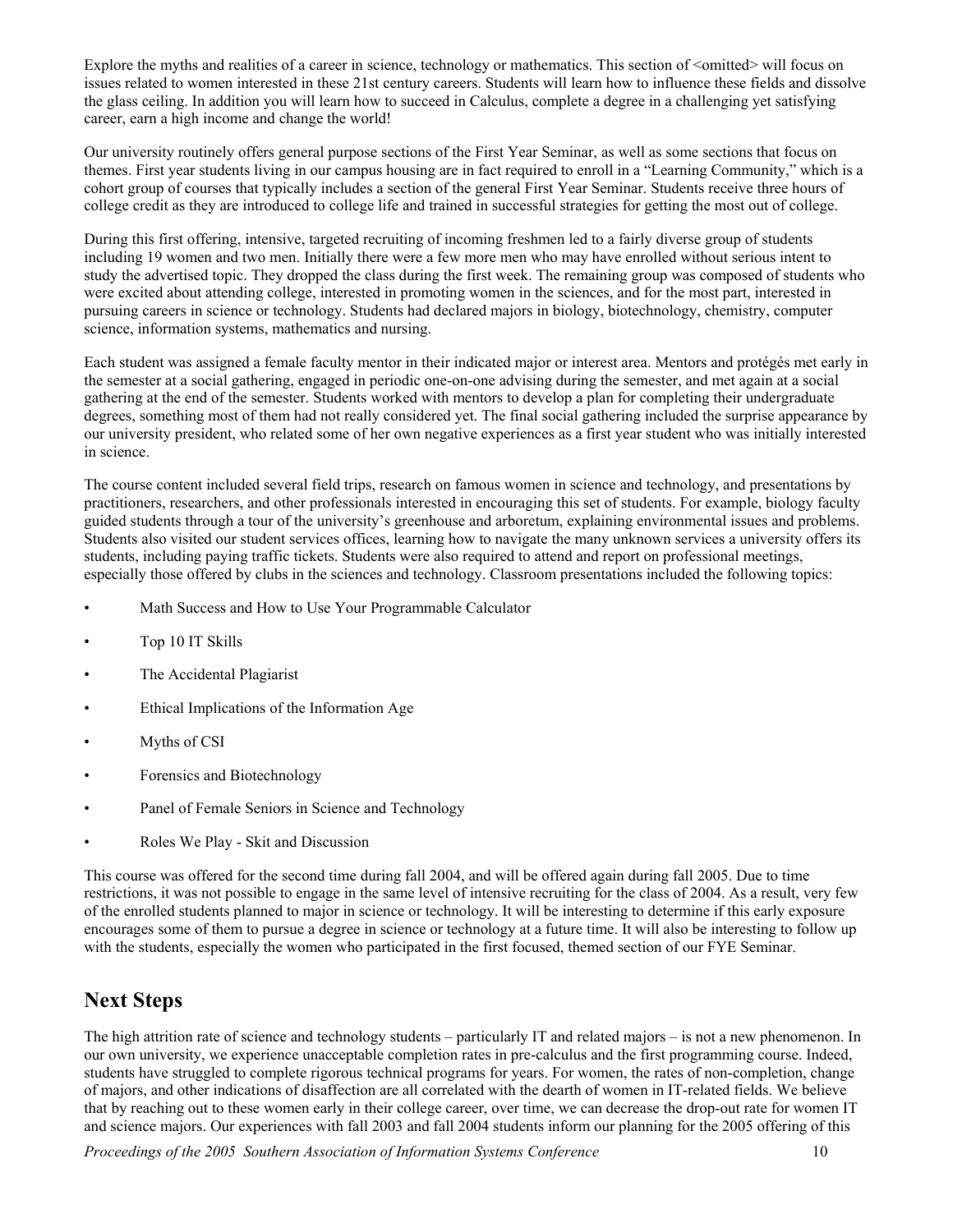Explore the myths and realities of a career in science, technology or mathematics. This section of <omitted> will focus on issues related to women interested in these 21st century careers. Students will learn how to influence these fields and dissolve the glass ceiling. In addition you will learn how to succeed in Calculus, complete a degree in a challenging yet satisfying career, earn a high income and change the world!

Our university routinely offers general purpose sections of the First Year Seminar, as well as some sections that focus on themes. First year students living in our campus housing are in fact required to enroll in a "Learning Community," which is a cohort group of courses that typically includes a section of the general First Year Seminar. Students receive three hours of college credit as they are introduced to college life and trained in successful strategies for getting the most out of college.

During this first offering, intensive, targeted recruiting of incoming freshmen led to a fairly diverse group of students including 19 women and two men. Initially there were a few more men who may have enrolled without serious intent to study the advertised topic. They dropped the class during the first week. The remaining group was composed of students who were excited about attending college, interested in promoting women in the sciences, and for the most part, interested in pursuing careers in science or technology. Students had declared majors in biology, biotechnology, chemistry, computer science, information systems, mathematics and nursing.

Each student was assigned a female faculty mentor in their indicated major or interest area. Mentors and protégés met early in the semester at a social gathering, engaged in periodic one-on-one advising during the semester, and met again at a social gathering at the end of the semester. Students worked with mentors to develop a plan for completing their undergraduate degrees, something most of them had not really considered yet. The final social gathering included the surprise appearance by our university president, who related some of her own negative experiences as a first year student who was initially interested in science.

The course content included several field trips, research on famous women in science and technology, and presentations by practitioners, researchers, and other professionals interested in encouraging this set of students. For example, biology faculty guided students through a tour of the university's greenhouse and arboretum, explaining environmental issues and problems. Students also visited our student services offices, learning how to navigate the many unknown services a university offers its students, including paying traffic tickets. Students were also required to attend and report on professional meetings, especially those offered by clubs in the sciences and technology. Classroom presentations included the following topics:

- Math Success and How to Use Your Programmable Calculator
- Top 10 IT Skills
- The Accidental Plagiarist
- Ethical Implications of the Information Age
- Myths of CSI
- Forensics and Biotechnology
- Panel of Female Seniors in Science and Technology
- Roles We Play - Skit and Discussion

This course was offered for the second time during fall 2004, and will be offered again during fall 2005. Due to time restrictions, it was not possible to engage in the same level of intensive recruiting for the class of 2004. As a result, very few of the enrolled students planned to major in science or technology. It will be interesting to determine if this early exposure encourages some of them to pursue a degree in science or technology at a future time. It will also be interesting to follow up with the students, especially the women who participated in the first focused, themed section of our FYE Seminar.

## Next Steps

The high attrition rate of science and technology students – particularly IT and related majors – is not a new phenomenon. In our own university, we experience unacceptable completion rates in pre-calculus and the first programming course. Indeed, students have struggled to complete rigorous technical programs for years. For women, the rates of non-completion, change of majors, and other indications of disaffection are all correlated with the dearth of women in IT-related fields. We believe that by reaching out to these women early in their college career, over time, we can decrease the drop-out rate for women IT and science majors. Our experiences with fall 2003 and fall 2004 students inform our planning for the 2005 offering of this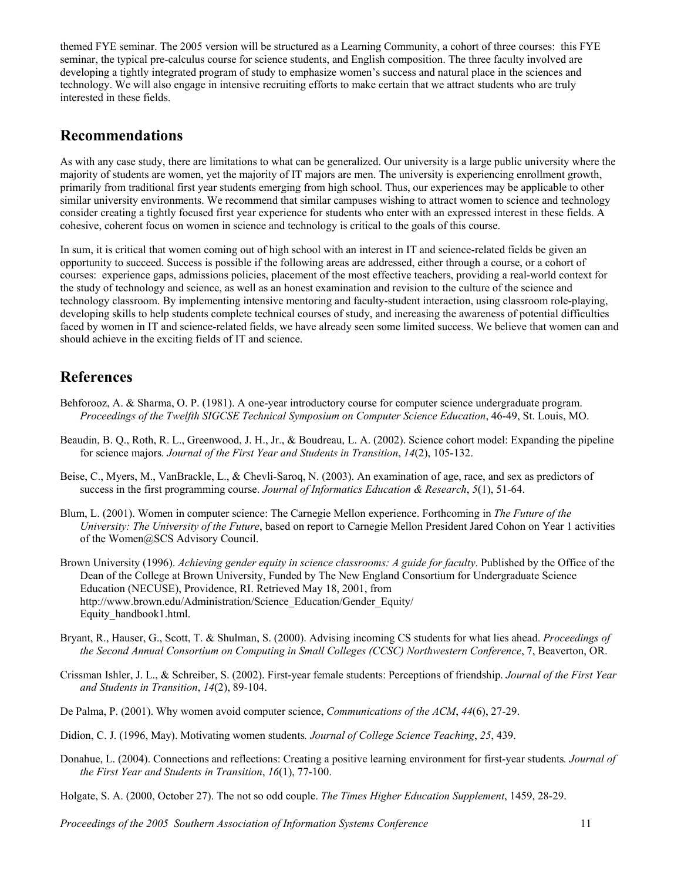themed FYE seminar. The 2005 version will be structured as a Learning Community, a cohort of three courses: this FYE seminar, the typical pre-calculus course for science students, and English composition. The three faculty involved are developing a tightly integrated program of study to emphasize women's success and natural place in the sciences and technology. We will also engage in intensive recruiting efforts to make certain that we attract students who are truly interested in these fields.

## Recommendations

As with any case study, there are limitations to what can be generalized. Our university is a large public university where the majority of students are women, yet the majority of IT majors are men. The university is experiencing enrollment growth, primarily from traditional first year students emerging from high school. Thus, our experiences may be applicable to other similar university environments. We recommend that similar campuses wishing to attract women to science and technology consider creating a tightly focused first year experience for students who enter with an expressed interest in these fields. A cohesive, coherent focus on women in science and technology is critical to the goals of this course.

In sum, it is critical that women coming out of high school with an interest in IT and science-related fields be given an opportunity to succeed. Success is possible if the following areas are addressed, either through a course, or a cohort of courses: experience gaps, admissions policies, placement of the most effective teachers, providing a real-world context for the study of technology and science, as well as an honest examination and revision to the culture of the science and technology classroom. By implementing intensive mentoring and faculty-student interaction, using classroom role-playing, developing skills to help students complete technical courses of study, and increasing the awareness of potential difficulties faced by women in IT and science-related fields, we have already seen some limited success. We believe that women can and should achieve in the exciting fields of IT and science.

## References

Behforooz, A. & Sharma, O. P. (1981). A one-year introductory course for computer science undergraduate program. *Proceedings of the Twelfth SIGCSE Technical Symposium on Computer Science Education*, 46-49, St. Louis, MO.

Beaudin, B. Q., Roth, R. L., Greenwood, J. H., Jr., & Boudreau, L. A. (2002). Science cohort model: Expanding the pipeline for science majors*. Journal of the First Year and Students in Transition*, *14*(2), 105-132.

Beise, C., Myers, M., VanBrackle, L., & Chevli-Saroq, N. (2003). An examination of age, race, and sex as predictors of success in the first programming course. *Journal of Informatics Education & Research*, *5*(1), 51-64.

Blum, L. (2001). Women in computer science: The Carnegie Mellon experience. Forthcoming in *The Future of the University: The University of the Future*, based on report to Carnegie Mellon President Jared Cohon on Year 1 activities of the Women@SCS Advisory Council.

Brown University (1996). *Achieving gender equity in science classrooms: A guide for faculty*. Published by the Office of the Dean of the College at Brown University, Funded by The New England Consortium for Undergraduate Science Education (NECUSE), Providence, RI. Retrieved May 18, 2001, from http://www.brown.edu/Administration/Science_Education/Gender_Equity/Equity_handbook1.html.

Bryant, R., Hauser, G., Scott, T. & Shulman, S. (2000). Advising incoming CS students for what lies ahead. *Proceedings of the Second Annual Consortium on Computing in Small Colleges (CCSC) Northwestern Conference*, 7, Beaverton, OR.

Crissman Ishler, J. L., & Schreiber, S. (2002). First-year female students: Perceptions of friendship. *Journal of the First Year and Students in Transition*, *14*(2), 89-104.

De Palma, P. (2001). Why women avoid computer science, *Communications of the ACM*, *44*(6), 27-29.

Didion, C. J. (1996, May). Motivating women students*. Journal of College Science Teaching*, *25*, 439.

Donahue, L. (2004). Connections and reflections: Creating a positive learning environment for first-year students*. Journal of the First Year and Students in Transition*, *16*(1), 77-100.

Holgate, S. A. (2000, October 27). The not so odd couple. *The Times Higher Education Supplement*, 1459, 28-29.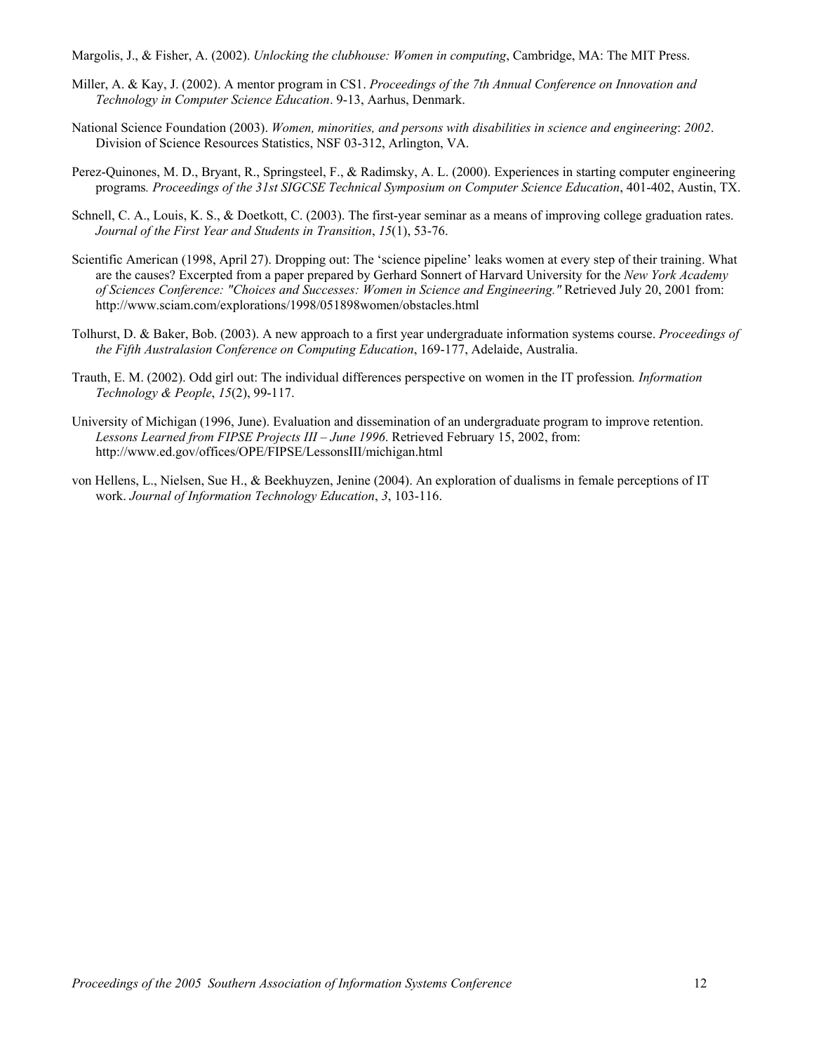Margolis, J., & Fisher, A. (2002). *Unlocking the clubhouse: Women in computing*, Cambridge, MA: The MIT Press.

Miller, A. & Kay, J. (2002). A mentor program in CS1. *Proceedings of the 7th Annual Conference on Innovation and Technology in Computer Science Education*. 9-13, Aarhus, Denmark.

National Science Foundation (2003). *Women, minorities, and persons with disabilities in science and engineering*: *2002*. Division of Science Resources Statistics, NSF 03-312, Arlington, VA.

Perez-Quinones, M. D., Bryant, R., Springsteel, F., & Radimsky, A. L. (2000). Experiences in starting computer engineering programs*. Proceedings of the 31st SIGCSE Technical Symposium on Computer Science Education*, 401-402, Austin, TX.

Schnell, C. A., Louis, K. S., & Doetkott, C. (2003). The first-year seminar as a means of improving college graduation rates. *Journal of the First Year and Students in Transition*, *15*(1), 53-76.

Scientific American (1998, April 27). Dropping out: The 'science pipeline' leaks women at every step of their training. What are the causes? Excerpted from a paper prepared by Gerhard Sonnert of Harvard University for the *New York Academy of Sciences Conference: "Choices and Successes: Women in Science and Engineering."* Retrieved July 20, 2001 from: http://www.sciam.com/explorations/1998/051898women/obstacles.html

Tolhurst, D. & Baker, Bob. (2003). A new approach to a first year undergraduate information systems course. *Proceedings of the Fifth Australasion Conference on Computing Education*, 169-177, Adelaide, Australia.

Trauth, E. M. (2002). Odd girl out: The individual differences perspective on women in the IT profession*. Information Technology & People*, *15*(2), 99-117.

University of Michigan (1996, June). Evaluation and dissemination of an undergraduate program to improve retention. *Lessons Learned from FIPSE Projects III – June 1996*. Retrieved February 15, 2002, from: http://www.ed.gov/offices/OPE/FIPSE/LessonsIII/michigan.html

von Hellens, L., Nielsen, Sue H., & Beekhuyzen, Jenine (2004). An exploration of dualisms in female perceptions of IT work. *Journal of Information Technology Education*, *3*, 103-116.